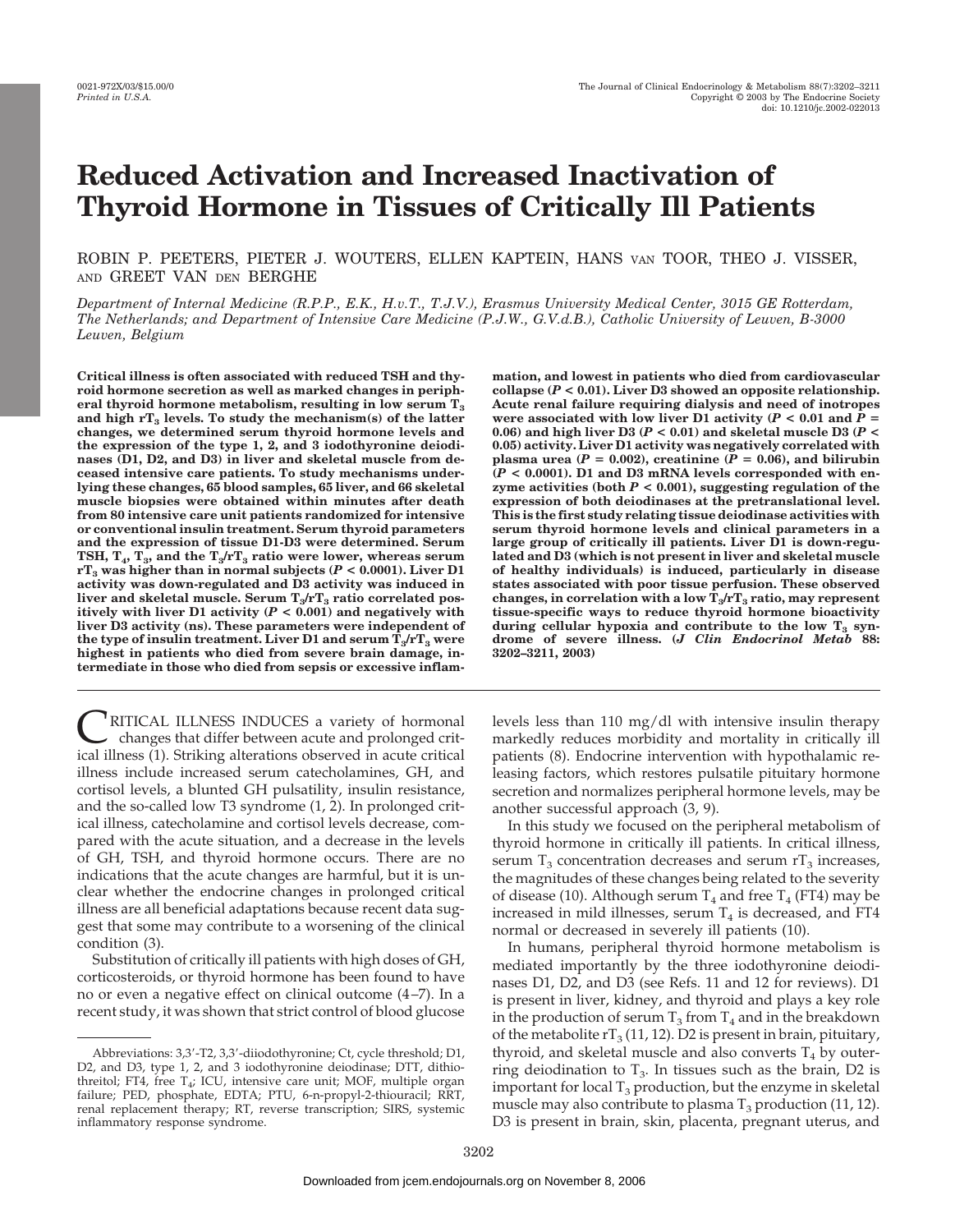# Reduced Activation and Increased Inactivation of Thyroid Hormone in Tissues of Critically Ill Patients

ROBIN P. PEETERS, PIETER J. WOUTERS, ELLEN KAPTEIN, HANS VAN TOOR, THEO J. VISSER, AND GREET VAN DEN BERGHE

*Department of Internal Medicine (R.P.P., E.K., H.v.T., T.J.V.), Erasmus University Medical Center, 3015 GE Rotterdam, The Netherlands; and Department of Intensive Care Medicine (P.J.W., G.V.d.B.), Catholic University of Leuven, B-3000 Leuven, Belgium*

**Critical illness is often associated with reduced TSH and thyroid hormone secretion as well as marked changes in peripheral thyroid hormone metabolism, resulting in low serum $T_3$ and high $rT_3$ levels. To study the mechanism(s) of the latter changes, we determined serum thyroid hormone levels and the expression of the type 1, 2, and 3 iodothyronine deiodinases (D1, D2, and D3) in liver and skeletal muscle from deceased intensive care patients. To study mechanisms underlying these changes, 65 blood samples, 65 liver, and 66 skeletal muscle biopsies were obtained within minutes after death from 80 intensive care unit patients randomized for intensive or conventional insulin treatment. Serum thyroid parameters and the expression of tissue D1-D3 were determined. Serum TSH, $T_4$, $T_3$, and the $T_3/rT_3$ ratio were lower, whereas serum $rT_3$ was higher than in normal subjects ($P < 0.0001$). Liver D1 activity was down-regulated and D3 activity was induced in liver and skeletal muscle. Serum $T_3/rT_3$ ratio correlated positively with liver D1 activity ($P < 0.001$) and negatively with liver D3 activity (ns). These parameters were independent of the type of insulin treatment. Liver D1 and serum $T_3/rT_3$ were highest in patients who died from severe brain damage, intermediate in those who died from sepsis or excessive inflammation, and lowest in patients who died from cardiovascular collapse ($P < 0.01$). Liver D3 showed an opposite relationship. Acute renal failure requiring dialysis and need of inotropes were associated with low liver D1 activity ($P < 0.01$ and $P = 0.06$) and high liver D3 ($P < 0.01$) and skeletal muscle D3 ($P < 0.05$) activity. Liver D1 activity was negatively correlated with plasma urea ($P = 0.002$), creatinine ($P = 0.06$), and bilirubin ($P < 0.0001$). D1 and D3 mRNA levels corresponded with enzyme activities (both $P < 0.001$), suggesting regulation of the expression of both deiodinases at the pretranslational level. This is the first study relating tissue deiodinase activities with serum thyroid hormone levels and clinical parameters in a large group of critically ill patients. Liver D1 is down-regulated and D3 (which is not present in liver and skeletal muscle of healthy individuals) is induced, particularly in disease states associated with poor tissue perfusion. These observed changes, in correlation with a low $T_3/rT_3$ ratio, may represent tissue-specific ways to reduce thyroid hormone bioactivity during cellular hypoxia and contribute to the low $T_3$ syndrome of severe illness. (*J Clin Endocrinol Metab* 88: 3202–3211, 2003)**

CRITICAL ILLNESS INDUCES a variety of hormonal changes that differ between acute and prolonged critical illness (1). Striking alterations observed in acute critical illness include increased serum catecholamines, GH, and cortisol levels, a blunted GH pulsatility, insulin resistance, and the so-called low T3 syndrome (1, 2). In prolonged critical illness, catecholamine and cortisol levels decrease, compared with the acute situation, and a decrease in the levels of GH, TSH, and thyroid hormone occurs. There are no indications that the acute changes are harmful, but it is unclear whether the endocrine changes in prolonged critical illness are all beneficial adaptations because recent data suggest that some may contribute to a worsening of the clinical condition (3).

Substitution of critically ill patients with high doses of GH, corticosteroids, or thyroid hormone has been found to have no or even a negative effect on clinical outcome (4–7). In a recent study, it was shown that strict control of blood glucose levels less than 110 mg/dl with intensive insulin therapy markedly reduces morbidity and mortality in critically ill patients (8). Endocrine intervention with hypothalamic releasing factors, which restores pulsatile pituitary hormone secretion and normalizes peripheral hormone levels, may be another successful approach (3, 9).

In this study we focused on the peripheral metabolism of thyroid hormone in critically ill patients. In critical illness, serum $T_3$ concentration decreases and serum $rT_3$ increases, the magnitudes of these changes being related to the severity of disease (10). Although serum $T_4$ and free $T_4$ (FT4) may be increased in mild illnesses, serum $T_4$ is decreased, and FT4 normal or decreased in severely ill patients (10).

In humans, peripheral thyroid hormone metabolism is mediated importantly by the three iodothyronine deiodinases D1, D2, and D3 (see Refs. 11 and 12 for reviews). D1 is present in liver, kidney, and thyroid and plays a key role in the production of serum $T_3$ from $T_4$ and in the breakdown of the metabolite $rT_3$ (11, 12). D2 is present in brain, pituitary, thyroid, and skeletal muscle and also converts $T_4$ by outer-ring deiodination to $T_3$. In tissues such as the brain, D2 is important for local $T_3$ production, but the enzyme in skeletal muscle may also contribute to plasma $T_3$ production (11, 12). D3 is present in brain, skin, placenta, pregnant uterus, and

Abbreviations: 3,3′-T2, 3,3′-diiodothyronine; Ct, cycle threshold; D1, D2, and D3, type 1, 2, and 3 iodothyronine deiodinase; DTT, dithiothreitol; FT4, free $T_4$; ICU, intensive care unit; MOF, multiple organ failure; PED, phosphate, EDTA; PTU, 6-n-propyl-2-thiouracil; RRT, renal replacement therapy; RT, reverse transcription; SIRS, systemic inflammatory response syndrome.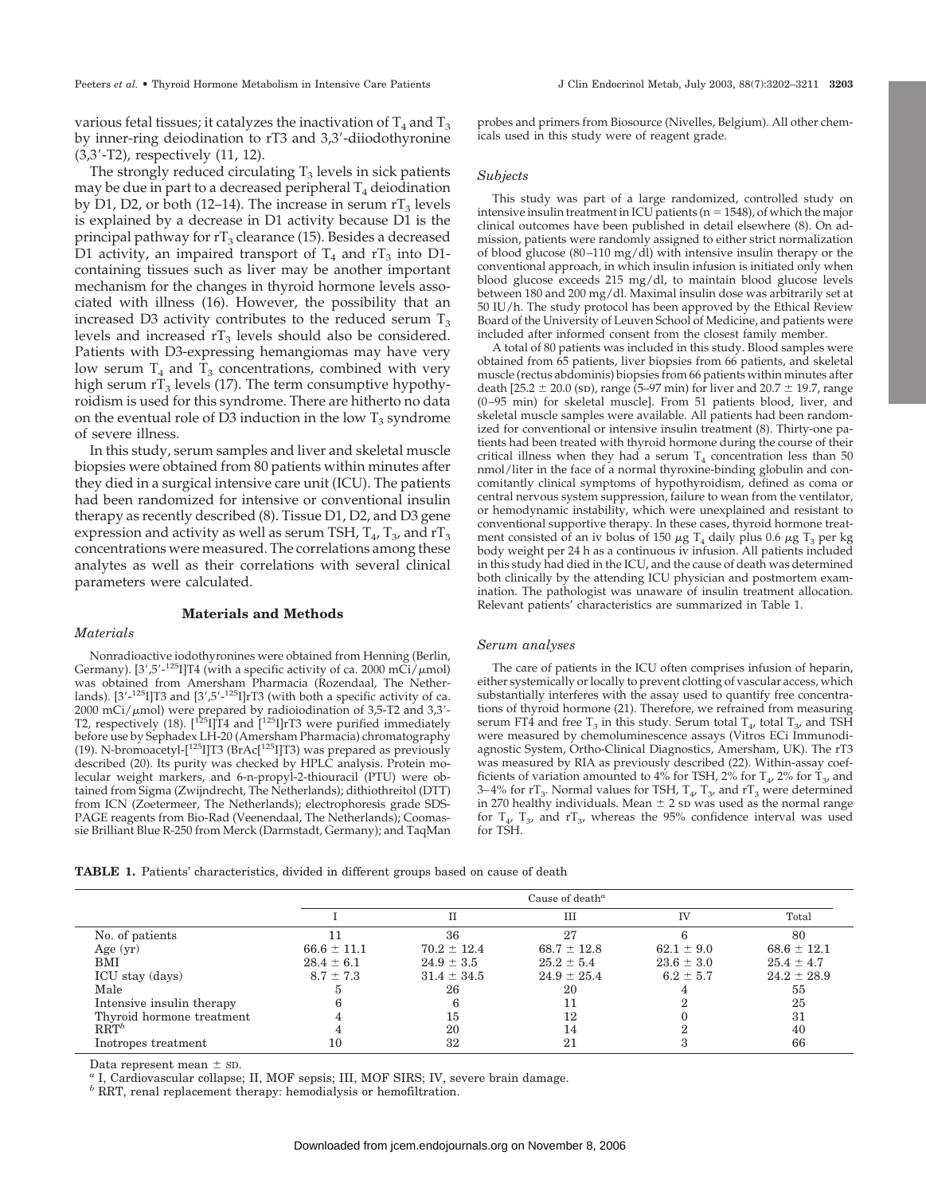various fetal tissues; it catalyzes the inactivation of $T_4$ and $T_3$ by inner-ring deiodination to rT3 and 3,3′-diiodothyronine (3,3′-T2), respectively (11, 12).

The strongly reduced circulating $T_3$ levels in sick patients may be due in part to a decreased peripheral $T_4$ deiodination by D1, D2, or both (12–14). The increase in serum $rT_3$ levels is explained by a decrease in D1 activity because D1 is the principal pathway for $rT_3$ clearance (15). Besides a decreased D1 activity, an impaired transport of $T_4$ and $rT_3$ into D1-containing tissues such as liver may be another important mechanism for the changes in thyroid hormone levels associated with illness (16). However, the possibility that an increased D3 activity contributes to the reduced serum $T_3$ levels and increased $rT_3$ levels should also be considered. Patients with D3-expressing hemangiomas may have very low serum $T_4$ and $T_3$ concentrations, combined with very high serum $rT_3$ levels (17). The term consumptive hypothyroidism is used for this syndrome. There are hitherto no data on the eventual role of D3 induction in the low $T_3$ syndrome of severe illness.

In this study, serum samples and liver and skeletal muscle biopsies were obtained from 80 patients within minutes after they died in a surgical intensive care unit (ICU). The patients had been randomized for intensive or conventional insulin therapy as recently described (8). Tissue D1, D2, and D3 gene expression and activity as well as serum TSH, $T_4$, $T_3$, and $rT_3$ concentrations were measured. The correlations among these analytes as well as their correlations with several clinical parameters were calculated.

## Materials and Methods

### *Materials*

Nonradioactive iodothyronines were obtained from Henning (Berlin, Germany). [3′,5′-$^{125}$I]T4 (with a specific activity of ca. 2000 mCi/μmol) was obtained from Amersham Pharmacia (Rozendaal, The Netherlands). [3′-$^{125}$I]T3 and [3′,5′-$^{125}$I]rT3 (with both a specific activity of ca. 2000 mCi/μmol) were prepared by radioiodination of 3,5-T2 and 3,3′-T2, respectively (18). [$^{125}$I]T4 and [$^{125}$I]rT3 were purified immediately before use by Sephadex LH-20 (Amersham Pharmacia) chromatography (19). N-bromoacetyl-[$^{125}$I]T3 (BrAc[$^{125}$I]T3) was prepared as previously described (20). Its purity was checked by HPLC analysis. Protein molecular weight markers, and 6-n-propyl-2-thiouracil (PTU) were obtained from Sigma (Zwijndrecht, The Netherlands); dithiothreitol (DTT) from ICN (Zoetermeer, The Netherlands); electrophoresis grade SDS-PAGE reagents from Bio-Rad (Veenendaal, The Netherlands); Coomassie Brilliant Blue R-250 from Merck (Darmstadt, Germany); and TaqMan probes and primers from Biosource (Nivelles, Belgium). All other chemicals used in this study were of reagent grade.

### *Subjects*

This study was part of a large randomized, controlled study on intensive insulin treatment in ICU patients (n = 1548), of which the major clinical outcomes have been published in detail elsewhere (8). On admission, patients were randomly assigned to either strict normalization of blood glucose (80–110 mg/dl) with intensive insulin therapy or the conventional approach, in which insulin infusion is initiated only when blood glucose exceeds 215 mg/dl, to maintain blood glucose levels between 180 and 200 mg/dl. Maximal insulin dose was arbitrarily set at 50 IU/h. The study protocol has been approved by the Ethical Review Board of the University of Leuven School of Medicine, and patients were included after informed consent from the closest family member.

A total of 80 patients was included in this study. Blood samples were obtained from 65 patients, liver biopsies from 66 patients, and skeletal muscle (rectus abdominis) biopsies from 66 patients within minutes after death [25.2 ± 20.0 (SD), range (5–97 min) for liver and 20.7 ± 19.7, range (0–95 min) for skeletal muscle]. From 51 patients blood, liver, and skeletal muscle samples were available. All patients had been randomized for conventional or intensive insulin treatment (8). Thirty-one patients had been treated with thyroid hormone during the course of their critical illness when they had a serum $T_4$ concentration less than 50 nmol/liter in the face of a normal thyroxine-binding globulin and concomitantly clinical symptoms of hypothyroidism, defined as coma or central nervous system suppression, failure to wean from the ventilator, or hemodynamic instability, which were unexplained and resistant to conventional supportive therapy. In these cases, thyroid hormone treatment consisted of an iv bolus of 150 μg $T_4$ daily plus 0.6 μg $T_3$ per kg body weight per 24 h as a continuous iv infusion. All patients included in this study had died in the ICU, and the cause of death was determined both clinically by the attending ICU physician and postmortem examination. The pathologist was unaware of insulin treatment allocation. Relevant patients' characteristics are summarized in Table 1.

### *Serum analyses*

The care of patients in the ICU often comprises infusion of heparin, either systemically or locally to prevent clotting of vascular access, which substantially interferes with the assay used to quantify free concentrations of thyroid hormone (21). Therefore, we refrained from measuring serum FT4 and free $T_3$ in this study. Serum total $T_4$, total $T_3$, and TSH were measured by chemoluminescence assays (Vitros ECi Immunodiagnostic System, Ortho-Clinical Diagnostics, Amersham, UK). The rT3 was measured by RIA as previously described (22). Within-assay coefficients of variation amounted to 4% for TSH, 2% for $T_4$, 2% for $T_3$, and 3–4% for $rT_3$. Normal values for TSH, $T_4$, $T_3$, and $rT_3$ were determined in 270 healthy individuals. Mean ± 2 SD was used as the normal range for $T_4$, $T_3$, and $rT_3$, whereas the 95% confidence interval was used for TSH.

**TABLE 1.** Patients' characteristics, divided in different groups based on cause of death

| | Cause of death[a] | | | | |
|---|---|---|---|---|---|
| | I | II | III | IV | Total |
| No. of patients | 11 | 36 | 27 | 6 | 80 |
| Age (yr) | 66.6 ± 11.1 | 70.2 ± 12.4 | 68.7 ± 12.8 | 62.1 ± 9.0 | 68.6 ± 12.1 |
| BMI | 28.4 ± 6.1 | 24.9 ± 3.5 | 25.2 ± 5.4 | 23.6 ± 3.0 | 25.4 ± 4.7 |
| ICU stay (days) | 8.7 ± 7.3 | 31.4 ± 34.5 | 24.9 ± 25.4 | 6.2 ± 5.7 | 24.2 ± 28.9 |
| Male | 5 | 26 | 20 | 4 | 55 |
| Intensive insulin therapy | 6 | 6 | 11 | 2 | 25 |
| Thyroid hormone treatment | 4 | 15 | 12 | 0 | 31 |
| RRT[b] | 4 | 20 | 14 | 2 | 40 |
| Inotropes treatment | 10 | 32 | 21 | 3 | 66 |

Data represent mean ± SD.

[a] I, Cardiovascular collapse; II, MOF sepsis; III, MOF SIRS; IV, severe brain damage.

[b] RRT, renal replacement therapy: hemodialysis or hemofiltration.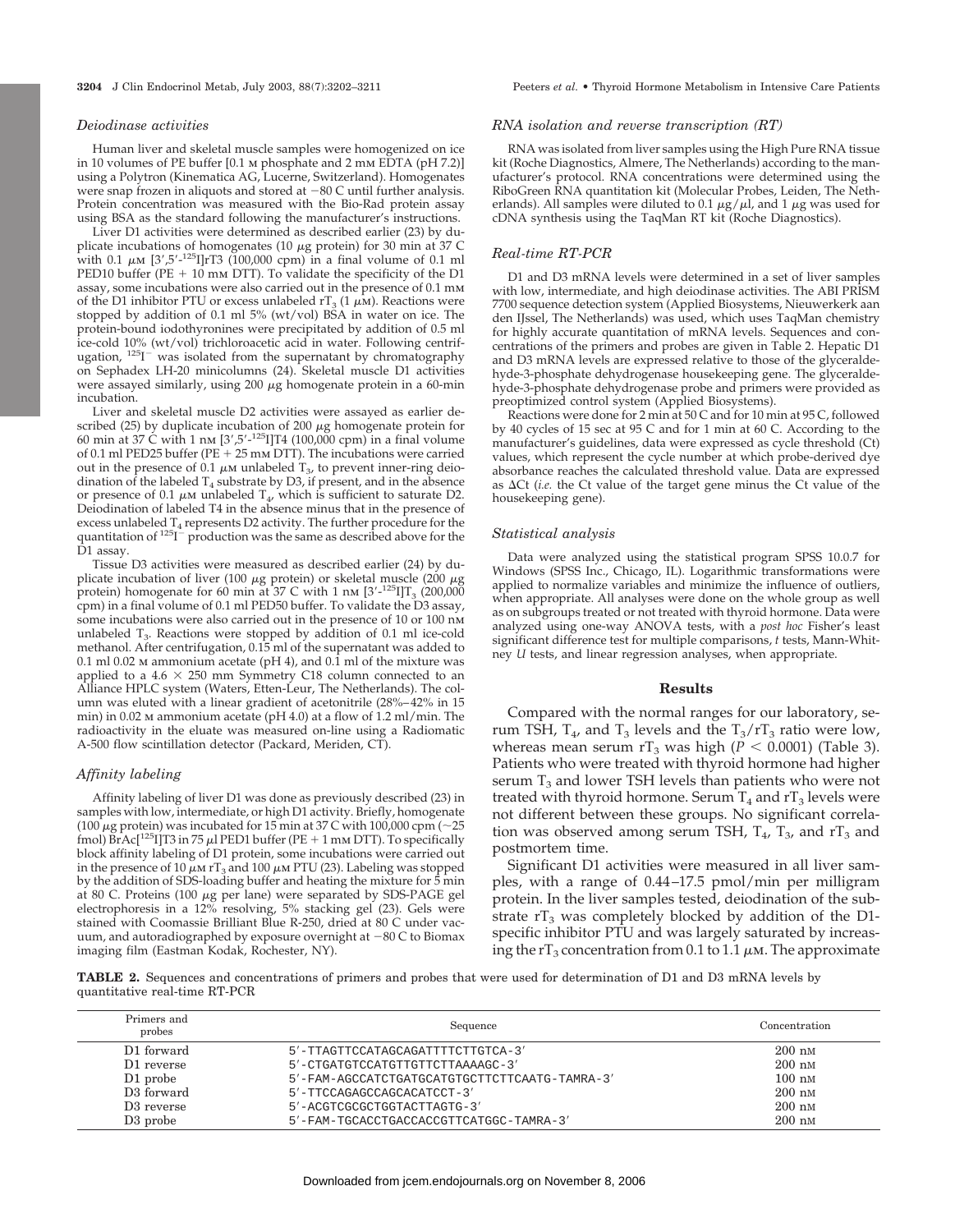### *Deiodinase activities*

Human liver and skeletal muscle samples were homogenized on ice in 10 volumes of PE buffer [0.1 M phosphate and 2 mM EDTA (pH 7.2)] using a Polytron (Kinematica AG, Lucerne, Switzerland). Homogenates were snap frozen in aliquots and stored at −80 C until further analysis. Protein concentration was measured with the Bio-Rad protein assay using BSA as the standard following the manufacturer's instructions.

Liver D1 activities were determined as described earlier (23) by duplicate incubations of homogenates (10 $\mu$g protein) for 30 min at 37 C with 0.1 $\mu$M [3′,5′-$^{125}$I]rT3 (100,000 cpm) in a final volume of 0.1 ml PED10 buffer (PE + 10 mM DTT). To validate the specificity of the D1 assay, some incubations were also carried out in the presence of 0.1 mM of the D1 inhibitor PTU or excess unlabeled r$T_3$ (1 $\mu$M). Reactions were stopped by addition of 0.1 ml 5% (wt/vol) BSA in water on ice. The protein-bound iodothyronines were precipitated by addition of 0.5 ml ice-cold 10% (wt/vol) trichloroacetic acid in water. Following centrifugation, $^{125}I^-$ was isolated from the supernatant by chromatography on Sephadex LH-20 minicolumns (24). Skeletal muscle D1 activities were assayed similarly, using 200 $\mu$g homogenate protein in a 60-min incubation.

Liver and skeletal muscle D2 activities were assayed as earlier described (25) by duplicate incubation of 200 $\mu$g homogenate protein for 60 min at 37 C with 1 nM [3′,5′-$^{125}$I]T4 (100,000 cpm) in a final volume of 0.1 ml PED25 buffer (PE + 25 mM DTT). The incubations were carried out in the presence of 0.1 $\mu$M unlabeled $T_3$, to prevent inner-ring deiodination of the labeled $T_4$ substrate by D3, if present, and in the absence or presence of 0.1 $\mu$M unlabeled $T_4$, which is sufficient to saturate D2. Deiodination of labeled T4 in the absence minus that in the presence of excess unlabeled $T_4$ represents D2 activity. The further procedure for the quantitation of $^{125}I^-$ production was the same as described above for the D1 assay.

Tissue D3 activities were measured as described earlier (24) by duplicate incubation of liver (100 $\mu$g protein) or skeletal muscle (200 $\mu$g protein) homogenate for 60 min at 37 C with 1 nM [3′-$^{125}$I]$T_3$ (200,000 cpm) in a final volume of 0.1 ml PED50 buffer. To validate the D3 assay, some incubations were also carried out in the presence of 10 or 100 nM unlabeled $T_3$. Reactions were stopped by addition of 0.1 ml ice-cold methanol. After centrifugation, 0.15 ml of the supernatant was added to 0.1 ml 0.02 M ammonium acetate (pH 4), and 0.1 ml of the mixture was applied to a 4.6 × 250 mm Symmetry C18 column connected to an Alliance HPLC system (Waters, Etten-Leur, The Netherlands). The column was eluted with a linear gradient of acetonitrile (28%–42% in 15 min) in 0.02 M ammonium acetate (pH 4.0) at a flow of 1.2 ml/min. The radioactivity in the eluate was measured on-line using a Radiomatic A-500 flow scintillation detector (Packard, Meriden, CT).

### *Affinity labeling*

Affinity labeling of liver D1 was done as previously described (23) in samples with low, intermediate, or high D1 activity. Briefly, homogenate (100 $\mu$g protein) was incubated for 15 min at 37 C with 100,000 cpm (~25 fmol) BrAc[$^{125}$I]T3 in 75 $\mu$l PED1 buffer (PE + 1 mM DTT). To specifically block affinity labeling of D1 protein, some incubations were carried out in the presence of 10 $\mu$M r$T_3$ and 100 $\mu$M PTU (23). Labeling was stopped by the addition of SDS-loading buffer and heating the mixture for 5 min at 80 C. Proteins (100 $\mu$g per lane) were separated by SDS-PAGE gel electrophoresis in a 12% resolving, 5% stacking gel (23). Gels were stained with Coomassie Brilliant Blue R-250, dried at 80 C under vacuum, and autoradiographed by exposure overnight at −80 C to Biomax imaging film (Eastman Kodak, Rochester, NY).

### *RNA isolation and reverse transcription (RT)*

RNA was isolated from liver samples using the High Pure RNA tissue kit (Roche Diagnostics, Almere, The Netherlands) according to the manufacturer's protocol. RNA concentrations were determined using the RiboGreen RNA quantitation kit (Molecular Probes, Leiden, The Netherlands). All samples were diluted to 0.1 $\mu$g/$\mu$l, and 1 $\mu$g was used for cDNA synthesis using the TaqMan RT kit (Roche Diagnostics).

### *Real-time RT-PCR*

D1 and D3 mRNA levels were determined in a set of liver samples with low, intermediate, and high deiodinase activities. The ABI PRISM 7700 sequence detection system (Applied Biosystems, Nieuwerkerk aan den IJssel, The Netherlands) was used, which uses TaqMan chemistry for highly accurate quantitation of mRNA levels. Sequences and concentrations of the primers and probes are given in Table 2. Hepatic D1 and D3 mRNA levels are expressed relative to those of the glyceraldehyde-3-phosphate dehydrogenase housekeeping gene. The glyceraldehyde-3-phosphate dehydrogenase probe and primers were provided as preoptimized control system (Applied Biosystems).

Reactions were done for 2 min at 50 C and for 10 min at 95 C, followed by 40 cycles of 15 sec at 95 C and for 1 min at 60 C. According to the manufacturer's guidelines, data were expressed as cycle threshold (Ct) values, which represent the cycle number at which probe-derived dye absorbance reaches the calculated threshold value. Data are expressed as $\Delta$Ct (*i.e.* the Ct value of the target gene minus the Ct value of the housekeeping gene).

### *Statistical analysis*

Data were analyzed using the statistical program SPSS 10.0.7 for Windows (SPSS Inc., Chicago, IL). Logarithmic transformations were applied to normalize variables and minimize the influence of outliers, when appropriate. All analyses were done on the whole group as well as on subgroups treated or not treated with thyroid hormone. Data were analyzed using one-way ANOVA tests, with a *post hoc* Fisher's least significant difference test for multiple comparisons, *t* tests, Mann-Whitney *U* tests, and linear regression analyses, when appropriate.

## Results

Compared with the normal ranges for our laboratory, serum TSH, $T_4$, and $T_3$ levels and the $T_3$/r$T_3$ ratio were low, whereas mean serum r$T_3$ was high ($P < 0.0001$) (Table 3). Patients who were treated with thyroid hormone had higher serum $T_3$ and lower TSH levels than patients who were not treated with thyroid hormone. Serum $T_4$ and r$T_3$ levels were not different between these groups. No significant correlation was observed among serum TSH, $T_4$, $T_3$, and r$T_3$ and postmortem time.

Significant D1 activities were measured in all liver samples, with a range of 0.44–17.5 pmol/min per milligram protein. In the liver samples tested, deiodination of the substrate r$T_3$ was completely blocked by addition of the D1-specific inhibitor PTU and was largely saturated by increasing the r$T_3$ concentration from 0.1 to 1.1 $\mu$M. The approximate

**TABLE 2.** Sequences and concentrations of primers and probes that were used for determination of D1 and D3 mRNA levels by quantitative real-time RT-PCR

| Primers and probes | Sequence | Concentration |
|---|---|---|
| D1 forward | 5′-TTAGTTCCATAGCAGATTTTCTTGTCA-3′ | 200 nM |
| D1 reverse | 5′-CTGATGTCCATGTTGTTCTTAAAAGC-3′ | 200 nM |
| D1 probe | 5′-FAM-AGCCATCTGATGCATGTGCTTCTTCAATG-TAMRA-3′ | 100 nM |
| D3 forward | 5′-TTCCAGAGCCAGCACATCCT-3′ | 200 nM |
| D3 reverse | 5′-ACGTCGCGCTGGTACTTAGTG-3′ | 200 nM |
| D3 probe | 5′-FAM-TGCACCTGACCACCGTTCATGGC-TAMRA-3′ | 200 nM |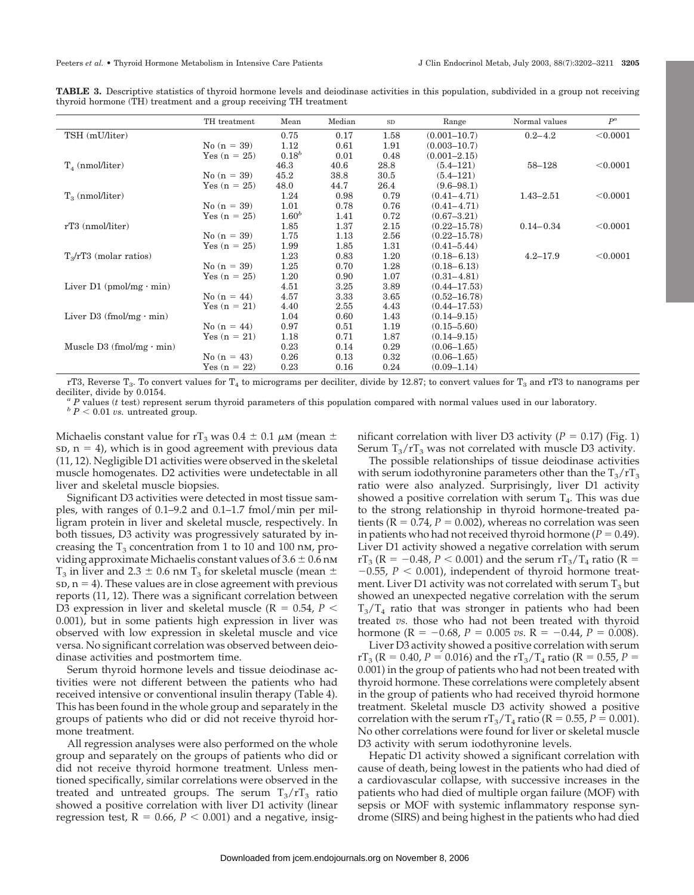**TABLE 3.** Descriptive statistics of thyroid hormone levels and deiodinase activities in this population, subdivided in a group not receiving thyroid hormone (TH) treatment and a group receiving TH treatment

| | TH treatment | Mean | Median | SD | Range | Normal values | $P^a$ |
|---|---|---|---|---|---|---|---|
| TSH (mU/liter) | | 0.75 | 0.17 | 1.58 | (0.001–10.7) | 0.2–4.2 | <0.0001 |
| | No (n = 39) | 1.12 | 0.61 | 1.91 | (0.003–10.7) | | |
| | Yes (n = 25) | $0.18^b$ | 0.01 | 0.48 | (0.001–2.15) | | |
| $T_4$ (nmol/liter) | | 46.3 | 40.6 | 28.8 | (5.4–121) | 58–128 | <0.0001 |
| | No (n = 39) | 45.2 | 38.8 | 30.5 | (5.4–121) | | |
| | Yes (n = 25) | 48.0 | 44.7 | 26.4 | (9.6–98.1) | | |
| $T_3$ (nmol/liter) | | 1.24 | 0.98 | 0.79 | (0.41–4.71) | 1.43–2.51 | <0.0001 |
| | No (n = 39) | 1.01 | 0.78 | 0.76 | (0.41–4.71) | | |
| | Yes (n = 25) | $1.60^b$ | 1.41 | 0.72 | (0.67–3.21) | | |
| rT3 (nmol/liter) | | 1.85 | 1.37 | 2.15 | (0.22–15.78) | 0.14–0.34 | <0.0001 |
| | No (n = 39) | 1.75 | 1.13 | 2.56 | (0.22–15.78) | | |
| | Yes (n = 25) | 1.99 | 1.85 | 1.31 | (0.41–5.44) | | |
| $T_3$/rT3 (molar ratios) | | 1.23 | 0.83 | 1.20 | (0.18–6.13) | 4.2–17.9 | <0.0001 |
| | No (n = 39) | 1.25 | 0.70 | 1.28 | (0.18–6.13) | | |
| | Yes (n = 25) | 1.20 | 0.90 | 1.07 | (0.31–4.81) | | |
| Liver D1 (pmol/mg · min) | | 4.51 | 3.25 | 3.89 | (0.44–17.53) | | |
| | No (n = 44) | 4.57 | 3.33 | 3.65 | (0.52–16.78) | | |
| | Yes (n = 21) | 4.40 | 2.55 | 4.43 | (0.44–17.53) | | |
| Liver D3 (fmol/mg · min) | | 1.04 | 0.60 | 1.43 | (0.14–9.15) | | |
| | No (n = 44) | 0.97 | 0.51 | 1.19 | (0.15–5.60) | | |
| | Yes (n = 21) | 1.18 | 0.71 | 1.87 | (0.14–9.15) | | |
| Muscle D3 (fmol/mg · min) | | 0.23 | 0.14 | 0.29 | (0.06–1.65) | | |
| | No (n = 43) | 0.26 | 0.13 | 0.32 | (0.06–1.65) | | |
| | Yes (n = 22) | 0.23 | 0.16 | 0.24 | (0.09–1.14) | | |

rT3, Reverse $T_3$. To convert values for $T_4$ to micrograms per deciliter, divide by 12.87; to convert values for $T_3$ and rT3 to nanograms per deciliter, divide by 0.0154.

[a] *P* values (*t* test) represent serum thyroid parameters of this population compared with normal values used in our laboratory.

[b] $P < 0.01$ *vs.* untreated group.

Michaelis constant value for $rT_3$ was $0.4 \pm 0.1$ μM (mean ± SD, n = 4), which is in good agreement with previous data (11, 12). Negligible D1 activities were observed in the skeletal muscle homogenates. D2 activities were undetectable in all liver and skeletal muscle biopsies.

Significant D3 activities were detected in most tissue samples, with ranges of 0.1–9.2 and 0.1–1.7 fmol/min per milligram protein in liver and skeletal muscle, respectively. In both tissues, D3 activity was progressively saturated by increasing the $T_3$ concentration from 1 to 10 and 100 nM, providing approximate Michaelis constant values of $3.6 \pm 0.6$ nM $T_3$ in liver and $2.3 \pm 0.6$ nM $T_3$ for skeletal muscle (mean ± SD, n = 4). These values are in close agreement with previous reports (11, 12). There was a significant correlation between D3 expression in liver and skeletal muscle ($R = 0.54$, $P < 0.001$), but in some patients high expression in liver was observed with low expression in skeletal muscle and vice versa. No significant correlation was observed between deiodinase activities and postmortem time.

Serum thyroid hormone levels and tissue deiodinase activities were not different between the patients who had received intensive or conventional insulin therapy (Table 4). This has been found in the whole group and separately in the groups of patients who did or did not receive thyroid hormone treatment.

All regression analyses were also performed on the whole group and separately on the groups of patients who did or did not receive thyroid hormone treatment. Unless mentioned specifically, similar correlations were observed in the treated and untreated groups. The serum $T_3/rT_3$ ratio showed a positive correlation with liver D1 activity (linear regression test, $R = 0.66$, $P < 0.001$) and a negative, insignificant correlation with liver D3 activity ($P = 0.17$) (Fig. 1) Serum $T_3/rT_3$ was not correlated with muscle D3 activity.

The possible relationships of tissue deiodinase activities with serum iodothyronine parameters other than the $T_3/rT_3$ ratio were also analyzed. Surprisingly, liver D1 activity showed a positive correlation with serum $T_4$. This was due to the strong relationship in thyroid hormone-treated patients ($R = 0.74$, $P = 0.002$), whereas no correlation was seen in patients who had not received thyroid hormone ($P = 0.49$). Liver D1 activity showed a negative correlation with serum $rT_3$ ($R = -0.48$, $P < 0.001$) and the serum $rT_3/T_4$ ratio ($R = -0.55$, $P < 0.001$), independent of thyroid hormone treatment. Liver D1 activity was not correlated with serum $T_3$ but showed an unexpected negative correlation with the serum $T_3/T_4$ ratio that was stronger in patients who had been treated *vs.* those who had not been treated with thyroid hormone ($R = -0.68$, $P = 0.005$ *vs.* $R = -0.44$, $P = 0.008$).

Liver D3 activity showed a positive correlation with serum $rT_3$ ($R = 0.40$, $P = 0.016$) and the $rT_3/T_4$ ratio ($R = 0.55$, $P = 0.001$) in the group of patients who had not been treated with thyroid hormone. These correlations were completely absent in the group of patients who had received thyroid hormone treatment. Skeletal muscle D3 activity showed a positive correlation with the serum $rT_3/T_4$ ratio ($R = 0.55$, $P = 0.001$). No other correlations were found for liver or skeletal muscle D3 activity with serum iodothyronine levels.

Hepatic D1 activity showed a significant correlation with cause of death, being lowest in the patients who had died of a cardiovascular collapse, with successive increases in the patients who had died of multiple organ failure (MOF) with sepsis or MOF with systemic inflammatory response syndrome (SIRS) and being highest in the patients who had died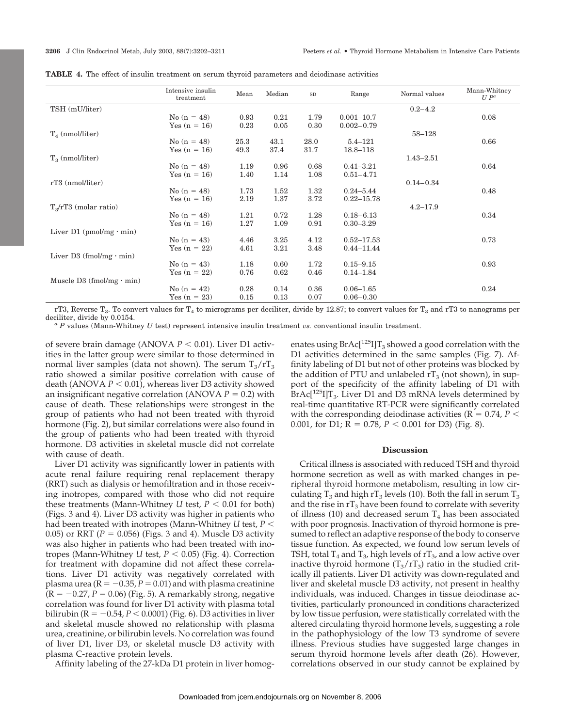**TABLE 4.** The effect of insulin treatment on serum thyroid parameters and deiodinase activities

| | Intensive insulin treatment | Mean | Median | SD | Range | Normal values | Mann-Whitney $U$ $P$[a] |
|---|---|---|---|---|---|---|---|
| TSH (mU/liter) | | | | | | 0.2–4.2 | |
| | No (n = 48) | 0.93 | 0.21 | 1.79 | 0.001–10.7 | | 0.08 |
| | Yes (n = 16) | 0.23 | 0.05 | 0.30 | 0.002–0.79 | | |
| $T_4$ (nmol/liter) | | | | | | 58–128 | |
| | No (n = 48) | 25.3 | 43.1 | 28.0 | 5.4–121 | | 0.66 |
| | Yes (n = 16) | 49.3 | 37.4 | 31.7 | 18.8–118 | | |
| $T_3$ (nmol/liter) | | | | | | 1.43–2.51 | |
| | No (n = 48) | 1.19 | 0.96 | 0.68 | 0.41–3.21 | | 0.64 |
| | Yes (n = 16) | 1.40 | 1.14 | 1.08 | 0.51–4.71 | | |
| rT3 (nmol/liter) | | | | | | 0.14–0.34 | |
| | No (n = 48) | 1.73 | 1.52 | 1.32 | 0.24–5.44 | | 0.48 |
| | Yes (n = 16) | 2.19 | 1.37 | 3.72 | 0.22–15.78 | | |
| $T_3$/rT3 (molar ratio) | | | | | | 4.2–17.9 | |
| | No (n = 48) | 1.21 | 0.72 | 1.28 | 0.18–6.13 | | 0.34 |
| | Yes (n = 16) | 1.27 | 1.09 | 0.91 | 0.30–3.29 | | |
| Liver D1 (pmol/mg · min) | | | | | | | |
| | No (n = 43) | 4.46 | 3.25 | 4.12 | 0.52–17.53 | | 0.73 |
| | Yes (n = 22) | 4.61 | 3.21 | 3.48 | 0.44–11.44 | | |
| Liver D3 (fmol/mg · min) | | | | | | | |
| | No (n = 43) | 1.18 | 0.60 | 1.72 | 0.15–9.15 | | 0.93 |
| | Yes (n = 22) | 0.76 | 0.62 | 0.46 | 0.14–1.84 | | |
| Muscle D3 (fmol/mg · min) | | | | | | | |
| | No (n = 42) | 0.28 | 0.14 | 0.36 | 0.06–1.65 | | 0.24 |
| | Yes (n = 23) | 0.15 | 0.13 | 0.07 | 0.06–0.30 | | |

rT3, Reverse $T_3$. To convert values for $T_4$ to micrograms per deciliter, divide by 12.87; to convert values for $T_3$ and rT3 to nanograms per deciliter, divide by 0.0154.

[a] $P$ values (Mann-Whitney $U$ test) represent intensive insulin treatment *vs.* conventional insulin treatment.

of severe brain damage (ANOVA $P < 0.01$). Liver D1 activities in the latter group were similar to those determined in normal liver samples (data not shown). The serum $T_3/rT_3$ ratio showed a similar positive correlation with cause of death (ANOVA $P < 0.01$), whereas liver D3 activity showed an insignificant negative correlation (ANOVA $P = 0.2$) with cause of death. These relationships were strongest in the group of patients who had not been treated with thyroid hormone (Fig. 2), but similar correlations were also found in the group of patients who had been treated with thyroid hormone. D3 activities in skeletal muscle did not correlate with cause of death.

Liver D1 activity was significantly lower in patients with acute renal failure requiring renal replacement therapy (RRT) such as dialysis or hemofiltration and in those receiving inotropes, compared with those who did not require these treatments (Mann-Whitney $U$ test, $P < 0.01$ for both) (Figs. 3 and 4). Liver D3 activity was higher in patients who had been treated with inotropes (Mann-Whitney $U$ test, $P < 0.05$) or RRT ($P = 0.056$) (Figs. 3 and 4). Muscle D3 activity was also higher in patients who had been treated with inotropes (Mann-Whitney $U$ test, $P < 0.05$) (Fig. 4). Correction for treatment with dopamine did not affect these correlations. Liver D1 activity was negatively correlated with plasma urea ($R = -0.35$, $P = 0.01$) and with plasma creatinine ($R = -0.27$, $P = 0.06$) (Fig. 5). A remarkably strong, negative correlation was found for liver D1 activity with plasma total bilirubin ($R = -0.54$, $P < 0.0001$) (Fig. 6). D3 activities in liver and skeletal muscle showed no relationship with plasma urea, creatinine, or bilirubin levels. No correlation was found of liver D1, liver D3, or skeletal muscle D3 activity with plasma C-reactive protein levels.

Affinity labeling of the 27-kDa D1 protein in liver homogenates using BrAc[$^{125}$I]$T_3$ showed a good correlation with the D1 activities determined in the same samples (Fig. 7). Affinity labeling of D1 but not of other proteins was blocked by the addition of PTU and unlabeled $rT_3$ (not shown), in support of the specificity of the affinity labeling of D1 with BrAc[$^{125}$I]$T_3$. Liver D1 and D3 mRNA levels determined by real-time quantitative RT-PCR were significantly correlated with the corresponding deiodinase activities ($R = 0.74$, $P < 0.001$, for D1; $R = 0.78$, $P < 0.001$ for D3) (Fig. 8).

## Discussion

Critical illness is associated with reduced TSH and thyroid hormone secretion as well as with marked changes in peripheral thyroid hormone metabolism, resulting in low circulating $T_3$ and high $rT_3$ levels (10). Both the fall in serum $T_3$ and the rise in $rT_3$ have been found to correlate with severity of illness (10) and decreased serum $T_4$ has been associated with poor prognosis. Inactivation of thyroid hormone is presumed to reflect an adaptive response of the body to conserve tissue function. As expected, we found low serum levels of TSH, total $T_4$ and $T_3$, high levels of $rT_3$, and a low active over inactive thyroid hormone ($T_3/rT_3$) ratio in the studied critically ill patients. Liver D1 activity was down-regulated and liver and skeletal muscle D3 activity, not present in healthy individuals, was induced. Changes in tissue deiodinase activities, particularly pronounced in conditions characterized by low tissue perfusion, were statistically correlated with the altered circulating thyroid hormone levels, suggesting a role in the pathophysiology of the low T3 syndrome of severe illness. Previous studies have suggested large changes in serum thyroid hormone levels after death (26). However, correlations observed in our study cannot be explained by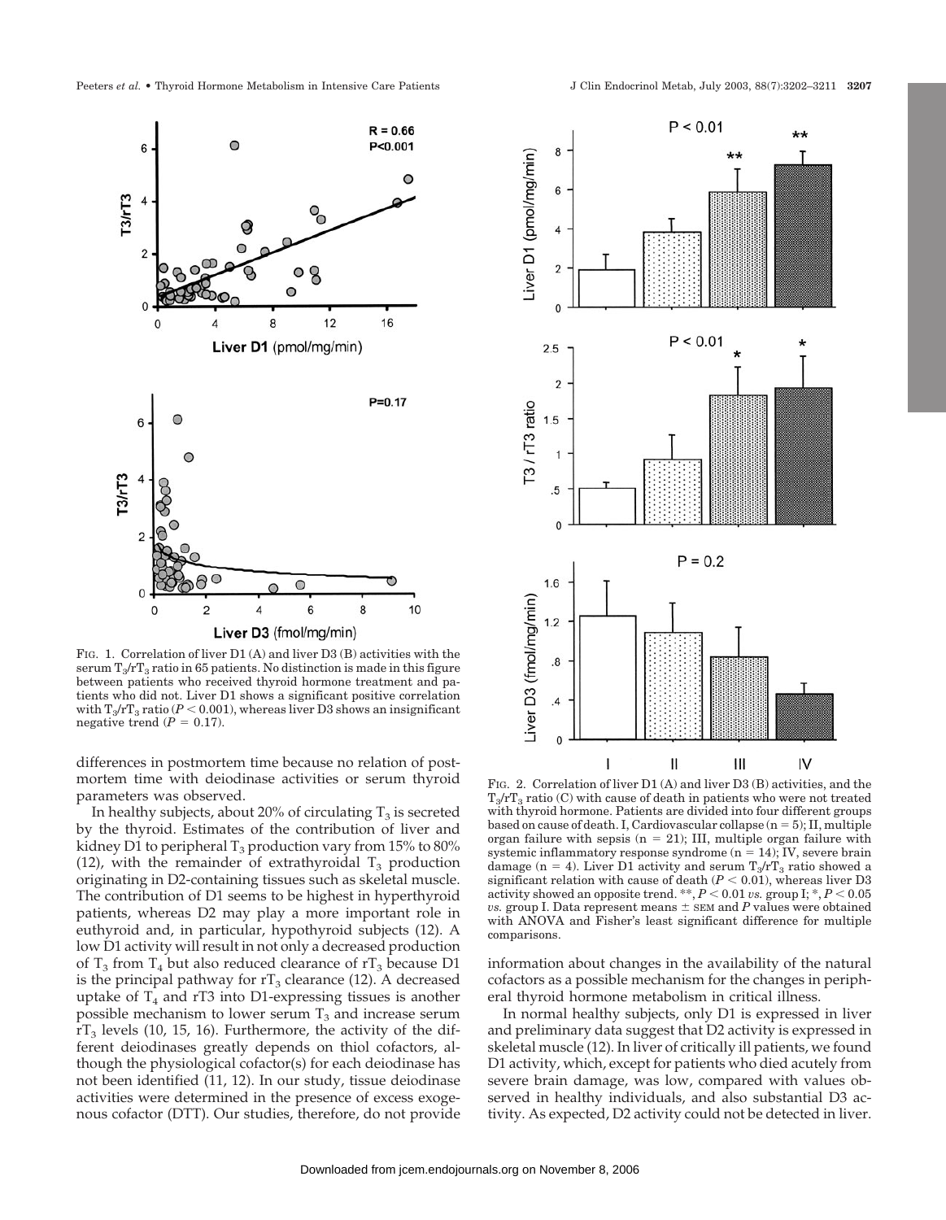FIG. 1. Correlation of liver D1 (A) and liver D3 (B) activities with the serum $T_3/rT_3$ ratio in 65 patients. No distinction is made in this figure between patients who received thyroid hormone treatment and patients who did not. Liver D1 shows a significant positive correlation with $T_3/rT_3$ ratio ($P < 0.001$), whereas liver D3 shows an insignificant negative trend ($P = 0.17$).

FIG. 2. Correlation of liver D1 (A) and liver D3 (B) activities, and the $T_3/rT_3$ ratio (C) with cause of death in patients who were not treated with thyroid hormone. Patients are divided into four different groups based on cause of death. I, Cardiovascular collapse (n = 5); II, multiple organ failure with sepsis (n = 21); III, multiple organ failure with systemic inflammatory response syndrome (n = 14); IV, severe brain damage (n = 4). Liver D1 activity and serum $T_3/rT_3$ ratio showed a significant relation with cause of death ($P < 0.01$), whereas liver D3 activity showed an opposite trend. **, $P < 0.01$ *vs.* group I; *, $P < 0.05$ *vs.* group I. Data represent means ± SEM and *P* values were obtained with ANOVA and Fisher's least significant difference for multiple comparisons.

differences in postmortem time because no relation of postmortem time with deiodinase activities or serum thyroid parameters was observed.

In healthy subjects, about 20% of circulating $T_3$ is secreted by the thyroid. Estimates of the contribution of liver and kidney D1 to peripheral $T_3$ production vary from 15% to 80% (12), with the remainder of extrathyroidal $T_3$ production originating in D2-containing tissues such as skeletal muscle. The contribution of D1 seems to be highest in hyperthyroid patients, whereas D2 may play a more important role in euthyroid and, in particular, hypothyroid subjects (12). A low D1 activity will result in not only a decreased production of $T_3$ from $T_4$ but also reduced clearance of $rT_3$ because D1 is the principal pathway for $rT_3$ clearance (12). A decreased uptake of $T_4$ and rT3 into D1-expressing tissues is another possible mechanism to lower serum $T_3$ and increase serum $rT_3$ levels (10, 15, 16). Furthermore, the activity of the different deiodinases greatly depends on thiol cofactors, although the physiological cofactor(s) for each deiodinase has not been identified (11, 12). In our study, tissue deiodinase activities were determined in the presence of excess exogenous cofactor (DTT). Our studies, therefore, do not provide information about changes in the availability of the natural cofactors as a possible mechanism for the changes in peripheral thyroid hormone metabolism in critical illness.

In normal healthy subjects, only D1 is expressed in liver and preliminary data suggest that D2 activity is expressed in skeletal muscle (12). In liver of critically ill patients, we found D1 activity, which, except for patients who died acutely from severe brain damage, was low, compared with values observed in healthy individuals, and also substantial D3 activity. As expected, D2 activity could not be detected in liver.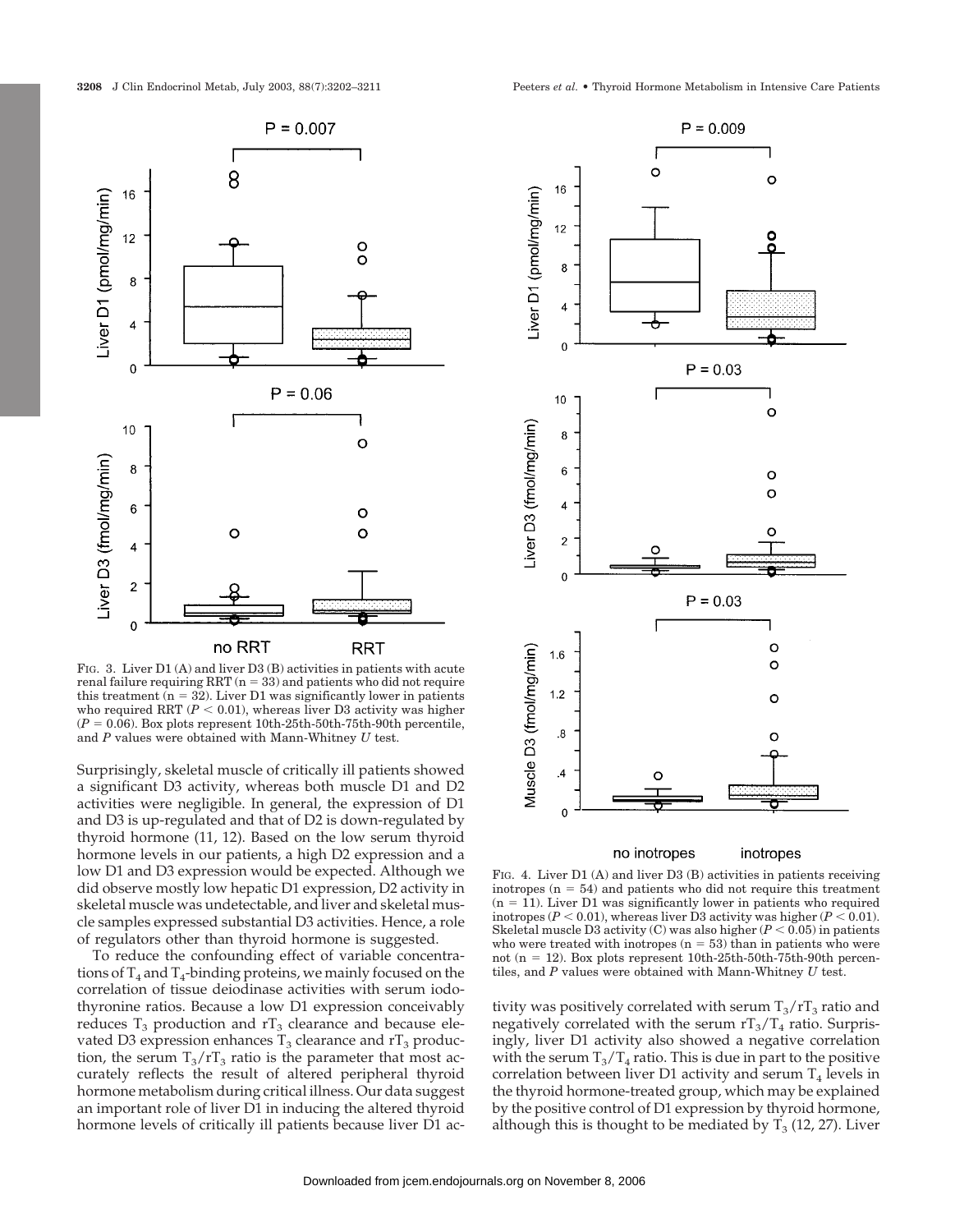FIG. 3. Liver D1 (A) and liver D3 (B) activities in patients with acute renal failure requiring RRT (n = 33) and patients who did not require this treatment (n = 32). Liver D1 was significantly lower in patients who required RRT ($P < 0.01$), whereas liver D3 activity was higher ($P = 0.06$). Box plots represent 10th-25th-50th-75th-90th percentile, and $P$ values were obtained with Mann-Whitney $U$ test.

Surprisingly, skeletal muscle of critically ill patients showed a significant D3 activity, whereas both muscle D1 and D2 activities were negligible. In general, the expression of D1 and D3 is up-regulated and that of D2 is down-regulated by thyroid hormone (11, 12). Based on the low serum thyroid hormone levels in our patients, a high D2 expression and a low D1 and D3 expression would be expected. Although we did observe mostly low hepatic D1 expression, D2 activity in skeletal muscle was undetectable, and liver and skeletal muscle samples expressed substantial D3 activities. Hence, a role of regulators other than thyroid hormone is suggested.

To reduce the confounding effect of variable concentrations of $T_4$ and $T_4$-binding proteins, we mainly focused on the correlation of tissue deiodinase activities with serum iodothyronine ratios. Because a low D1 expression conceivably reduces $T_3$ production and $rT_3$ clearance and because elevated D3 expression enhances $T_3$ clearance and $rT_3$ production, the serum $T_3/rT_3$ ratio is the parameter that most accurately reflects the result of altered peripheral thyroid hormone metabolism during critical illness. Our data suggest an important role of liver D1 in inducing the altered thyroid hormone levels of critically ill patients because liver D1 activity was positively correlated with serum $T_3/rT_3$ ratio and negatively correlated with the serum $rT_3/T_4$ ratio. Surprisingly, liver D1 activity also showed a negative correlation with the serum $T_3/T_4$ ratio. This is due in part to the positive correlation between liver D1 activity and serum $T_4$ levels in the thyroid hormone-treated group, which may be explained by the positive control of D1 expression by thyroid hormone, although this is thought to be mediated by $T_3$ (12, 27). Liver

FIG. 4. Liver D1 (A) and liver D3 (B) activities in patients receiving inotropes (n = 54) and patients who did not require this treatment (n = 11). Liver D1 was significantly lower in patients who required inotropes ($P < 0.01$), whereas liver D3 activity was higher ($P < 0.01$). Skeletal muscle D3 activity (C) was also higher ($P < 0.05$) in patients who were treated with inotropes (n = 53) than in patients who were not (n = 12). Box plots represent 10th-25th-50th-75th-90th percentiles, and $P$ values were obtained with Mann-Whitney $U$ test.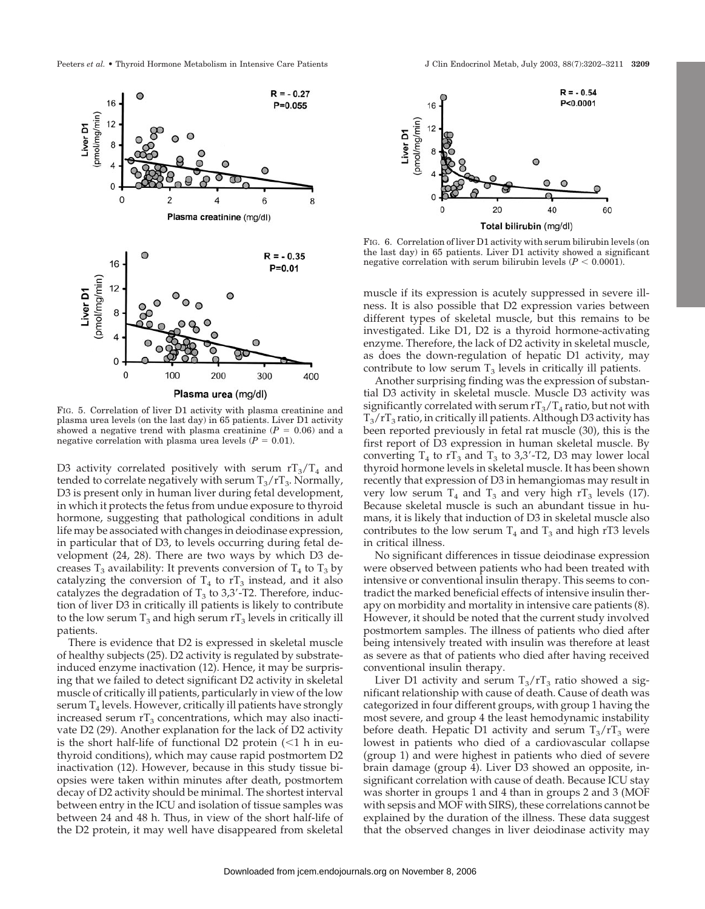FIG. 5. Correlation of liver D1 activity with plasma creatinine and plasma urea levels (on the last day) in 65 patients. Liver D1 activity showed a negative trend with plasma creatinine ($P = 0.06$) and a negative correlation with plasma urea levels ($P = 0.01$).

FIG. 6. Correlation of liver D1 activity with serum bilirubin levels (on the last day) in 65 patients. Liver D1 activity showed a significant negative correlation with serum bilirubin levels ($P < 0.0001$).

D3 activity correlated positively with serum $rT_3/T_4$ and tended to correlate negatively with serum $T_3/rT_3$. Normally, D3 is present only in human liver during fetal development, in which it protects the fetus from undue exposure to thyroid hormone, suggesting that pathological conditions in adult life may be associated with changes in deiodinase expression, in particular that of D3, to levels occurring during fetal development (24, 28). There are two ways by which D3 decreases $T_3$ availability: It prevents conversion of $T_4$ to $T_3$ by catalyzing the conversion of $T_4$ to $rT_3$ instead, and it also catalyzes the degradation of $T_3$ to 3,3′-T2. Therefore, induction of liver D3 in critically ill patients is likely to contribute to the low serum $T_3$ and high serum $rT_3$ levels in critically ill patients.

There is evidence that D2 is expressed in skeletal muscle of healthy subjects (25). D2 activity is regulated by substrate-induced enzyme inactivation (12). Hence, it may be surprising that we failed to detect significant D2 activity in skeletal muscle of critically ill patients, particularly in view of the low serum $T_4$ levels. However, critically ill patients have strongly increased serum $rT_3$ concentrations, which may also inactivate D2 (29). Another explanation for the lack of D2 activity is the short half-life of functional D2 protein (<1 h in euthyroid conditions), which may cause rapid postmortem D2 inactivation (12). However, because in this study tissue biopsies were taken within minutes after death, postmortem decay of D2 activity should be minimal. The shortest interval between entry in the ICU and isolation of tissue samples was between 24 and 48 h. Thus, in view of the short half-life of the D2 protein, it may well have disappeared from skeletal muscle if its expression is acutely suppressed in severe illness. It is also possible that D2 expression varies between different types of skeletal muscle, but this remains to be investigated. Like D1, D2 is a thyroid hormone-activating enzyme. Therefore, the lack of D2 activity in skeletal muscle, as does the down-regulation of hepatic D1 activity, may contribute to low serum $T_3$ levels in critically ill patients.

Another surprising finding was the expression of substantial D3 activity in skeletal muscle. Muscle D3 activity was significantly correlated with serum $rT_3/T_4$ ratio, but not with $T_3/rT_3$ ratio, in critically ill patients. Although D3 activity has been reported previously in fetal rat muscle (30), this is the first report of D3 expression in human skeletal muscle. By converting $T_4$ to $rT_3$ and $T_3$ to 3,3′-T2, D3 may lower local thyroid hormone levels in skeletal muscle. It has been shown recently that expression of D3 in hemangiomas may result in very low serum $T_4$ and $T_3$ and very high $rT_3$ levels (17). Because skeletal muscle is such an abundant tissue in humans, it is likely that induction of D3 in skeletal muscle also contributes to the low serum $T_4$ and $T_3$ and high rT3 levels in critical illness.

No significant differences in tissue deiodinase expression were observed between patients who had been treated with intensive or conventional insulin therapy. This seems to contradict the marked beneficial effects of intensive insulin therapy on morbidity and mortality in intensive care patients (8). However, it should be noted that the current study involved postmortem samples. The illness of patients who died after being intensively treated with insulin was therefore at least as severe as that of patients who died after having received conventional insulin therapy.

Liver D1 activity and serum $T_3/rT_3$ ratio showed a significant relationship with cause of death. Cause of death was categorized in four different groups, with group 1 having the most severe, and group 4 the least hemodynamic instability before death. Hepatic D1 activity and serum $T_3/rT_3$ were lowest in patients who died of a cardiovascular collapse (group 1) and were highest in patients who died of severe brain damage (group 4). Liver D3 showed an opposite, insignificant correlation with cause of death. Because ICU stay was shorter in groups 1 and 4 than in groups 2 and 3 (MOF with sepsis and MOF with SIRS), these correlations cannot be explained by the duration of the illness. These data suggest that the observed changes in liver deiodinase activity may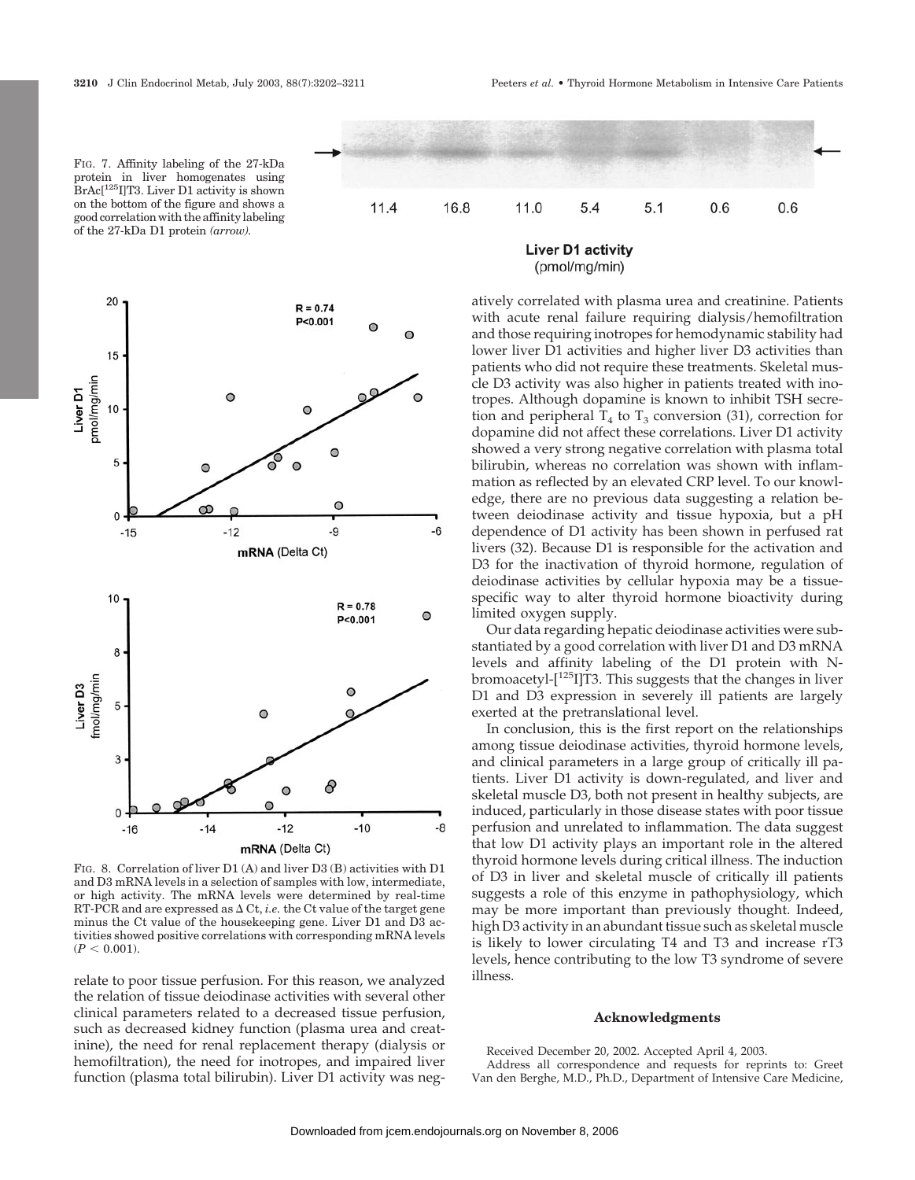FIG. 7. Affinity labeling of the 27-kDa protein in liver homogenates using BrAc[$^{125}$I]T3. Liver D1 activity is shown on the bottom of the figure and shows a good correlation with the affinity labeling of the 27-kDa D1 protein *(arrow)*.

FIG. 8. Correlation of liver D1 (A) and liver D3 (B) activities with D1 and D3 mRNA levels in a selection of samples with low, intermediate, or high activity. The mRNA levels were determined by real-time RT-PCR and are expressed as $\Delta$ Ct, *i.e.* the Ct value of the target gene minus the Ct value of the housekeeping gene. Liver D1 and D3 activities showed positive correlations with corresponding mRNA levels ($P < 0.001$).

relate to poor tissue perfusion. For this reason, we analyzed the relation of tissue deiodinase activities with several other clinical parameters related to a decreased tissue perfusion, such as decreased kidney function (plasma urea and creatinine), the need for renal replacement therapy (dialysis or hemofiltration), the need for inotropes, and impaired liver function (plasma total bilirubin). Liver D1 activity was negatively correlated with plasma urea and creatinine. Patients with acute renal failure requiring dialysis/hemofiltration and those requiring inotropes for hemodynamic stability had lower liver D1 activities and higher liver D3 activities than patients who did not require these treatments. Skeletal muscle D3 activity was also higher in patients treated with inotropes. Although dopamine is known to inhibit TSH secretion and peripheral $T_4$ to $T_3$ conversion (31), correction for dopamine did not affect these correlations. Liver D1 activity showed a very strong negative correlation with plasma total bilirubin, whereas no correlation was shown with inflammation as reflected by an elevated CRP level. To our knowledge, there are no previous data suggesting a relation between deiodinase activity and tissue hypoxia, but a pH dependence of D1 activity has been shown in perfused rat livers (32). Because D1 is responsible for the activation and D3 for the inactivation of thyroid hormone, regulation of deiodinase activities by cellular hypoxia may be a tissue-specific way to alter thyroid hormone bioactivity during limited oxygen supply.

Our data regarding hepatic deiodinase activities were substantiated by a good correlation with liver D1 and D3 mRNA levels and affinity labeling of the D1 protein with N-bromoacetyl-[$^{125}$I]T3. This suggests that the changes in liver D1 and D3 expression in severely ill patients are largely exerted at the pretranslational level.

In conclusion, this is the first report on the relationships among tissue deiodinase activities, thyroid hormone levels, and clinical parameters in a large group of critically ill patients. Liver D1 activity is down-regulated, and liver and skeletal muscle D3, both not present in healthy subjects, are induced, particularly in those disease states with poor tissue perfusion and unrelated to inflammation. The data suggest that low D1 activity plays an important role in the altered thyroid hormone levels during critical illness. The induction of D3 in liver and skeletal muscle of critically ill patients suggests a role of this enzyme in pathophysiology, which may be more important than previously thought. Indeed, high D3 activity in an abundant tissue such as skeletal muscle is likely to lower circulating T4 and T3 and increase rT3 levels, hence contributing to the low T3 syndrome of severe illness.

### Acknowledgments

Received December 20, 2002. Accepted April 4, 2003.

Address all correspondence and requests for reprints to: Greet Van den Berghe, M.D., Ph.D., Department of Intensive Care Medicine,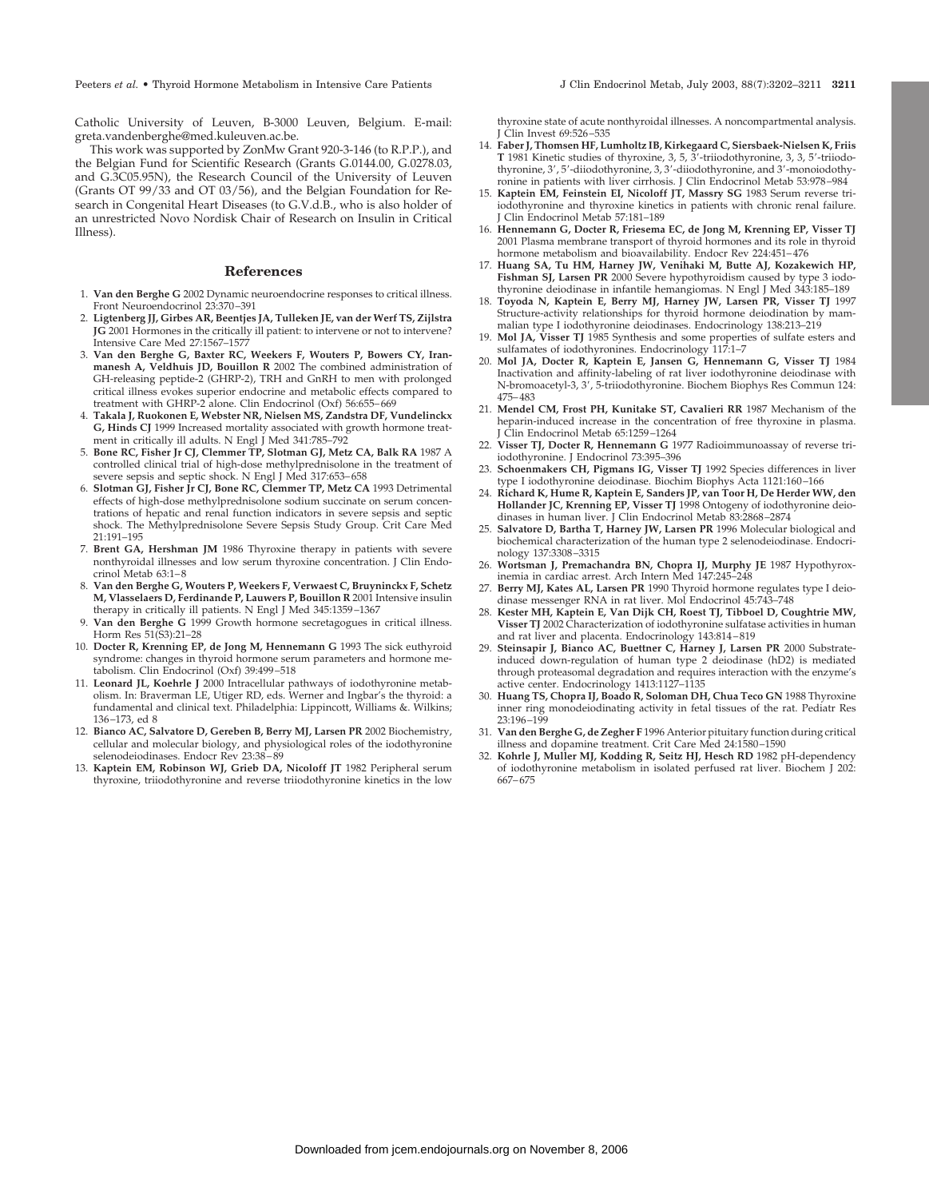Catholic University of Leuven, B-3000 Leuven, Belgium. E-mail: greta.vandenberghe@med.kuleuven.ac.be.

This work was supported by ZonMw Grant 920-3-146 (to R.P.P.), and the Belgian Fund for Scientific Research (Grants G.0144.00, G.0278.03, and G.3C05.95N), the Research Council of the University of Leuven (Grants OT 99/33 and OT 03/56), and the Belgian Foundation for Research in Congenital Heart Diseases (to G.V.d.B., who is also holder of an unrestricted Novo Nordisk Chair of Research on Insulin in Critical Illness).

## References

1. **Van den Berghe G** 2002 Dynamic neuroendocrine responses to critical illness. Front Neuroendocrinol 23:370–391
2. **Ligtenberg JJ, Girbes AR, Beentjes JA, Tulleken JE, van der Werf TS, Zijlstra JG** 2001 Hormones in the critically ill patient: to intervene or not to intervene? Intensive Care Med 27:1567–1577
3. **Van den Berghe G, Baxter RC, Weekers F, Wouters P, Bowers CY, Iranmanesh A, Veldhuis JD, Bouillon R** 2002 The combined administration of GH-releasing peptide-2 (GHRP-2), TRH and GnRH to men with prolonged critical illness evokes superior endocrine and metabolic effects compared to treatment with GHRP-2 alone. Clin Endocrinol (Oxf) 56:655–669
4. **Takala J, Ruokonen E, Webster NR, Nielsen MS, Zandstra DF, Vundelinckx G, Hinds CJ** 1999 Increased mortality associated with growth hormone treatment in critically ill adults. N Engl J Med 341:785–792
5. **Bone RC, Fisher Jr CJ, Clemmer TP, Slotman GJ, Metz CA, Balk RA** 1987 A controlled clinical trial of high-dose methylprednisolone in the treatment of severe sepsis and septic shock. N Engl J Med 317:653–658
6. **Slotman GJ, Fisher Jr CJ, Bone RC, Clemmer TP, Metz CA** 1993 Detrimental effects of high-dose methylprednisolone sodium succinate on serum concentrations of hepatic and renal function indicators in severe sepsis and septic shock. The Methylprednisolone Severe Sepsis Study Group. Crit Care Med 21:191–195
7. **Brent GA, Hershman JM** 1986 Thyroxine therapy in patients with severe nonthyroidal illnesses and low serum thyroxine concentration. J Clin Endocrinol Metab 63:1–8
8. **Van den Berghe G, Wouters P, Weekers F, Verwaest C, Bruyninckx F, Schetz M, Vlasselaers D, Ferdinande P, Lauwers P, Bouillon R** 2001 Intensive insulin therapy in critically ill patients. N Engl J Med 345:1359–1367
9. **Van den Berghe G** 1999 Growth hormone secretagogues in critical illness. Horm Res 51(S3):21–28
10. **Docter R, Krenning EP, de Jong M, Hennemann G** 1993 The sick euthyroid syndrome: changes in thyroid hormone serum parameters and hormone metabolism. Clin Endocrinol (Oxf) 39:499–518
11. **Leonard JL, Koehrle J** 2000 Intracellular pathways of iodothyronine metabolism. In: Braverman LE, Utiger RD, eds. Werner and Ingbar's the thyroid: a fundamental and clinical text. Philadelphia: Lippincott, Williams &. Wilkins; 136–173, ed 8
12. **Bianco AC, Salvatore D, Gereben B, Berry MJ, Larsen PR** 2002 Biochemistry, cellular and molecular biology, and physiological roles of the iodothyronine selenodeiodinases. Endocr Rev 23:38–89
13. **Kaptein EM, Robinson WJ, Grieb DA, Nicoloff JT** 1982 Peripheral serum thyroxine, triiodothyronine and reverse triiodothyronine kinetics in the low thyroxine state of acute nonthyroidal illnesses. A noncompartmental analysis. J Clin Invest 69:526–535
14. **Faber J, Thomsen HF, Lumholtz IB, Kirkegaard C, Siersbaek-Nielsen K, Friis T** 1981 Kinetic studies of thyroxine, 3, 5, 3′-triiodothyronine, 3, 3, 5′-triiodothyronine, 3′, 5′-diiodothyronine, 3, 3′-diiodothyronine, and 3′-monoiodothyronine in patients with liver cirrhosis. J Clin Endocrinol Metab 53:978–984
15. **Kaptein EM, Feinstein EI, Nicoloff JT, Massry SG** 1983 Serum reverse triiodothyronine and thyroxine kinetics in patients with chronic renal failure. J Clin Endocrinol Metab 57:181–189
16. **Hennemann G, Docter R, Friesema EC, de Jong M, Krenning EP, Visser TJ** 2001 Plasma membrane transport of thyroid hormones and its role in thyroid hormone metabolism and bioavailability. Endocr Rev 224:451–476
17. **Huang SA, Tu HM, Harney JW, Venihaki M, Butte AJ, Kozakewich HP, Fishman SJ, Larsen PR** 2000 Severe hypothyroidism caused by type 3 iodothyronine deiodinase in infantile hemangiomas. N Engl J Med 343:185–189
18. **Toyoda N, Kaptein E, Berry MJ, Harney JW, Larsen PR, Visser TJ** 1997 Structure-activity relationships for thyroid hormone deiodination by mammalian type I iodothyronine deiodinases. Endocrinology 138:213–219
19. **Mol JA, Visser TJ** 1985 Synthesis and some properties of sulfate esters and sulfamates of iodothyronines. Endocrinology 117:1–7
20. **Mol JA, Docter R, Kaptein E, Jansen G, Hennemann G, Visser TJ** 1984 Inactivation and affinity-labeling of rat liver iodothyronine deiodinase with N-bromoacetyl-3, 3′, 5-triiodothyronine. Biochem Biophys Res Commun 124: 475–483
21. **Mendel CM, Frost PH, Kunitake ST, Cavalieri RR** 1987 Mechanism of the heparin-induced increase in the concentration of free thyroxine in plasma. J Clin Endocrinol Metab 65:1259–1264
22. **Visser TJ, Docter R, Hennemann G** 1977 Radioimmunoassay of reverse triiodothyronine. J Endocrinol 73:395–396
23. **Schoenmakers CH, Pigmans IG, Visser TJ** 1992 Species differences in liver type I iodothyronine deiodinase. Biochim Biophys Acta 1121:160–166
24. **Richard K, Hume R, Kaptein E, Sanders JP, van Toor H, De Herder WW, den Hollander JC, Krenning EP, Visser TJ** 1998 Ontogeny of iodothyronine deiodinases in human liver. J Clin Endocrinol Metab 83:2868–2874
25. **Salvatore D, Bartha T, Harney JW, Larsen PR** 1996 Molecular biological and biochemical characterization of the human type 2 selenodeiodinase. Endocrinology 137:3308–3315
26. **Wortsman J, Premachandra BN, Chopra IJ, Murphy JE** 1987 Hypothyroxinemia in cardiac arrest. Arch Intern Med 147:245–248
27. **Berry MJ, Kates AL, Larsen PR** 1990 Thyroid hormone regulates type I deiodinase messenger RNA in rat liver. Mol Endocrinol 45:743–748
28. **Kester MH, Kaptein E, Van Dijk CH, Roest TJ, Tibboel D, Coughtrie MW, Visser TJ** 2002 Characterization of iodothyronine sulfatase activities in human and rat liver and placenta. Endocrinology 143:814–819
29. **Steinsapir J, Bianco AC, Buettner C, Harney J, Larsen PR** 2000 Substrate-induced down-regulation of human type 2 deiodinase (hD2) is mediated through proteasomal degradation and requires interaction with the enzyme's active center. Endocrinology 1413:1127–1135
30. **Huang TS, Chopra IJ, Boado R, Soloman DH, Chua Teco GN** 1988 Thyroxine inner ring monodeiodinating activity in fetal tissues of the rat. Pediatr Res 23:196–199
31. **Van den Berghe G, de Zegher F** 1996 Anterior pituitary function during critical illness and dopamine treatment. Crit Care Med 24:1580–1590
32. **Kohrle J, Muller MJ, Kodding R, Seitz HJ, Hesch RD** 1982 pH-dependency of iodothyronine metabolism in isolated perfused rat liver. Biochem J 202: 667–675